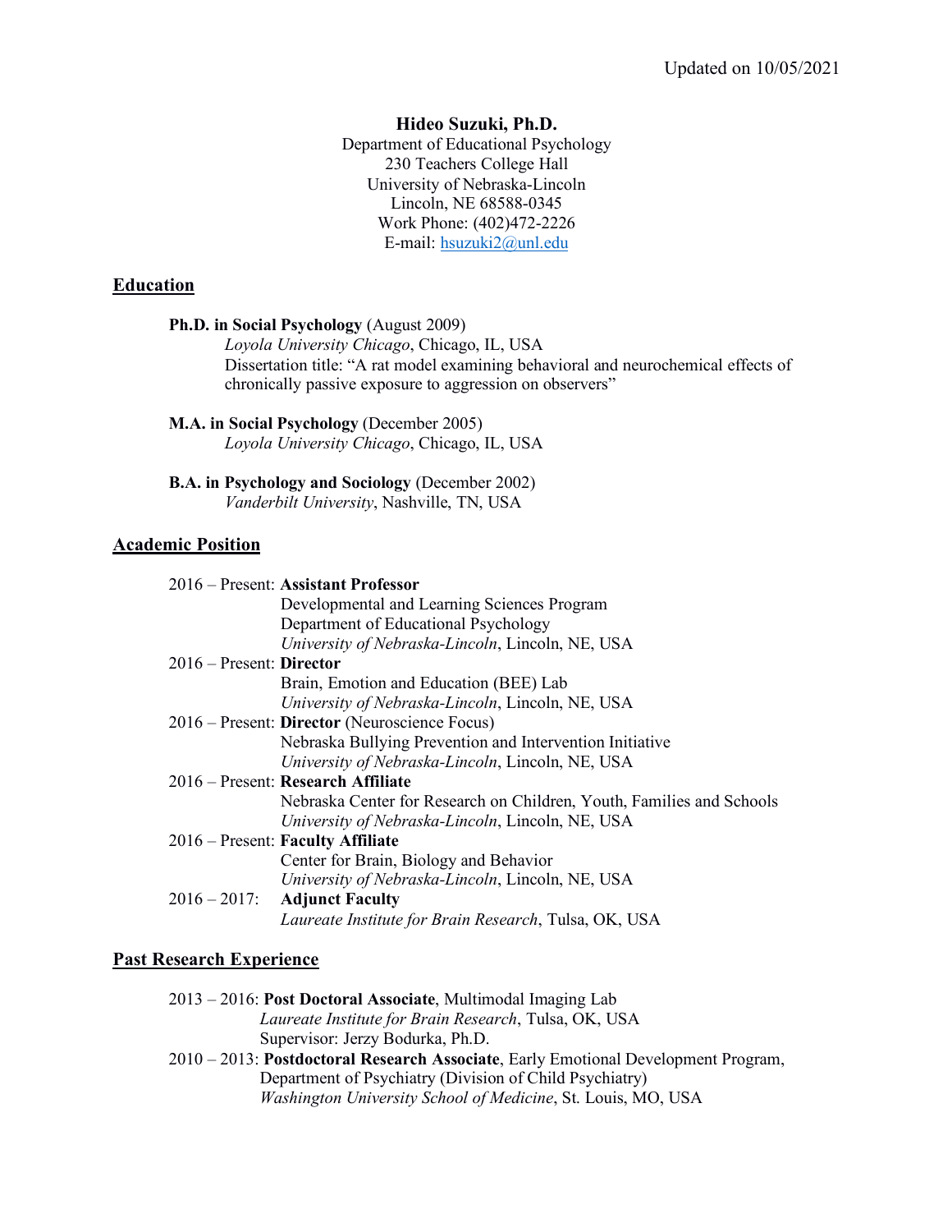Updated on 10/05/2021

**Hideo Suzuki, Ph.D.**
Department of Educational Psychology
230 Teachers College Hall
University of Nebraska-Lincoln
Lincoln, NE 68588-0345
Work Phone: (402)472-2226
E-mail: hsuzuki2@unl.edu

## Education

**Ph.D. in Social Psychology** (August 2009)
*Loyola University Chicago*, Chicago, IL, USA
Dissertation title: "A rat model examining behavioral and neurochemical effects of chronically passive exposure to aggression on observers"

**M.A. in Social Psychology** (December 2005)
*Loyola University Chicago*, Chicago, IL, USA

**B.A. in Psychology and Sociology** (December 2002)
*Vanderbilt University*, Nashville, TN, USA

## Academic Position

2016 – Present: **Assistant Professor**
Developmental and Learning Sciences Program
Department of Educational Psychology
*University of Nebraska-Lincoln*, Lincoln, NE, USA

2016 – Present: **Director**
Brain, Emotion and Education (BEE) Lab
*University of Nebraska-Lincoln*, Lincoln, NE, USA

2016 – Present: **Director** (Neuroscience Focus)
Nebraska Bullying Prevention and Intervention Initiative
*University of Nebraska-Lincoln*, Lincoln, NE, USA

2016 – Present: **Research Affiliate**
Nebraska Center for Research on Children, Youth, Families and Schools
*University of Nebraska-Lincoln*, Lincoln, NE, USA

2016 – Present: **Faculty Affiliate**
Center for Brain, Biology and Behavior
*University of Nebraska-Lincoln*, Lincoln, NE, USA

2016 – 2017: **Adjunct Faculty**
*Laureate Institute for Brain Research*, Tulsa, OK, USA

## Past Research Experience

2013 – 2016: **Post Doctoral Associate**, Multimodal Imaging Lab
*Laureate Institute for Brain Research*, Tulsa, OK, USA
Supervisor: Jerzy Bodurka, Ph.D.

2010 – 2013: **Postdoctoral Research Associate**, Early Emotional Development Program, Department of Psychiatry (Division of Child Psychiatry)
*Washington University School of Medicine*, St. Louis, MO, USA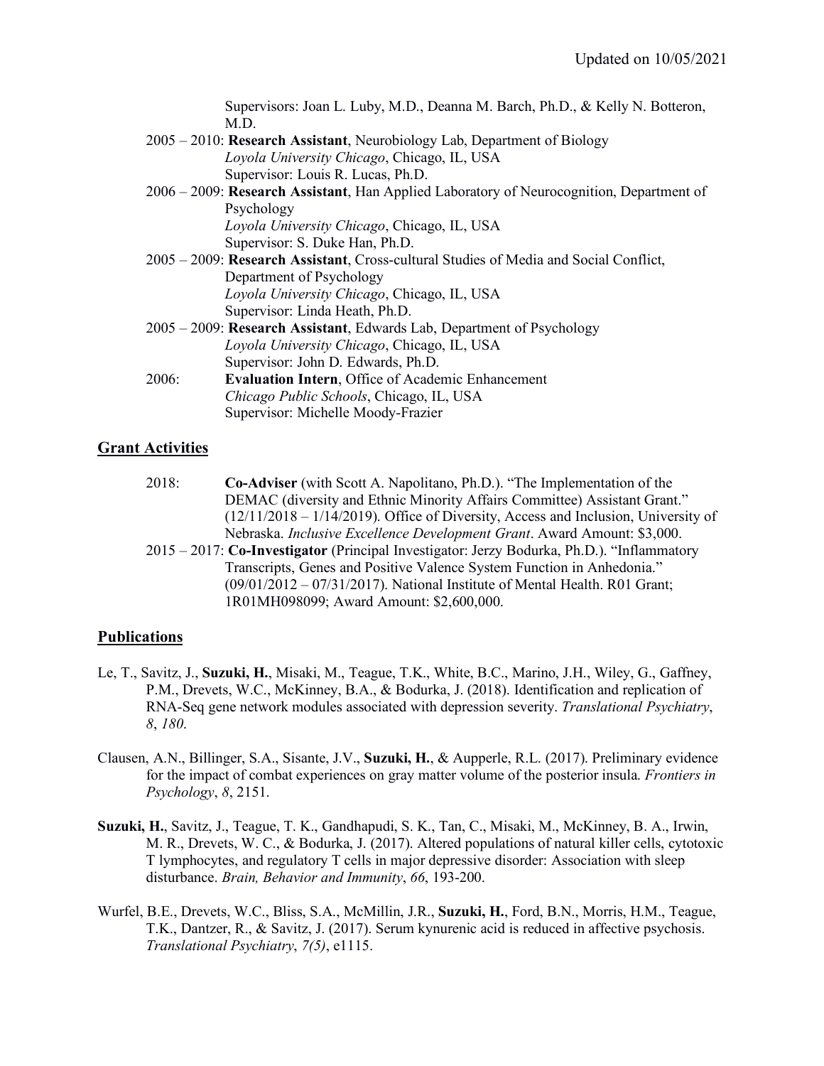Supervisors: Joan L. Luby, M.D., Deanna M. Barch, Ph.D., & Kelly N. Botteron, M.D.

2005 – 2010: **Research Assistant**, Neurobiology Lab, Department of Biology
*Loyola University Chicago*, Chicago, IL, USA
Supervisor: Louis R. Lucas, Ph.D.

2006 – 2009: **Research Assistant**, Han Applied Laboratory of Neurocognition, Department of Psychology
*Loyola University Chicago*, Chicago, IL, USA
Supervisor: S. Duke Han, Ph.D.

2005 – 2009: **Research Assistant**, Cross-cultural Studies of Media and Social Conflict, Department of Psychology
*Loyola University Chicago*, Chicago, IL, USA
Supervisor: Linda Heath, Ph.D.

2005 – 2009: **Research Assistant**, Edwards Lab, Department of Psychology
*Loyola University Chicago*, Chicago, IL, USA
Supervisor: John D. Edwards, Ph.D.

2006: **Evaluation Intern**, Office of Academic Enhancement
*Chicago Public Schools*, Chicago, IL, USA
Supervisor: Michelle Moody-Frazier

## Grant Activities

2018: **Co-Adviser** (with Scott A. Napolitano, Ph.D.). "The Implementation of the DEMAC (diversity and Ethnic Minority Affairs Committee) Assistant Grant." (12/11/2018 – 1/14/2019). Office of Diversity, Access and Inclusion, University of Nebraska. *Inclusive Excellence Development Grant*. Award Amount: $3,000.

2015 – 2017: **Co-Investigator** (Principal Investigator: Jerzy Bodurka, Ph.D.). "Inflammatory Transcripts, Genes and Positive Valence System Function in Anhedonia." (09/01/2012 – 07/31/2017). National Institute of Mental Health. R01 Grant; 1R01MH098099; Award Amount: $2,600,000.

## Publications

Le, T., Savitz, J., **Suzuki, H.**, Misaki, M., Teague, T.K., White, B.C., Marino, J.H., Wiley, G., Gaffney, P.M., Drevets, W.C., McKinney, B.A., & Bodurka, J. (2018). Identification and replication of RNA-Seq gene network modules associated with depression severity. *Translational Psychiatry*, *8*, *180*.

Clausen, A.N., Billinger, S.A., Sisante, J.V., **Suzuki, H.**, & Aupperle, R.L. (2017). Preliminary evidence for the impact of combat experiences on gray matter volume of the posterior insula. *Frontiers in Psychology*, *8*, 2151.

**Suzuki, H.**, Savitz, J., Teague, T. K., Gandhapudi, S. K., Tan, C., Misaki, M., McKinney, B. A., Irwin, M. R., Drevets, W. C., & Bodurka, J. (2017). Altered populations of natural killer cells, cytotoxic T lymphocytes, and regulatory T cells in major depressive disorder: Association with sleep disturbance. *Brain, Behavior and Immunity*, *66*, 193-200.

Wurfel, B.E., Drevets, W.C., Bliss, S.A., McMillin, J.R., **Suzuki, H.**, Ford, B.N., Morris, H.M., Teague, T.K., Dantzer, R., & Savitz, J. (2017). Serum kynurenic acid is reduced in affective psychosis. *Translational Psychiatry*, *7(5)*, e1115.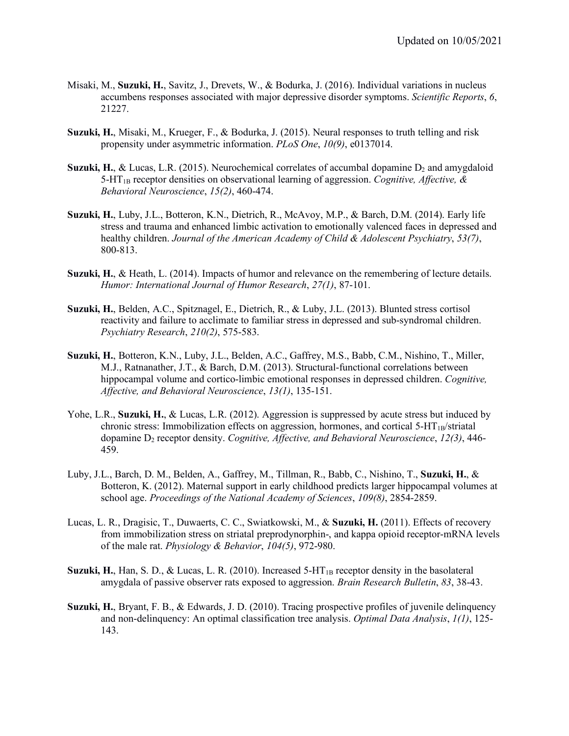Misaki, M., **Suzuki, H.**, Savitz, J., Drevets, W., & Bodurka, J. (2016). Individual variations in nucleus accumbens responses associated with major depressive disorder symptoms. *Scientific Reports*, *6*, 21227.

**Suzuki, H.**, Misaki, M., Krueger, F., & Bodurka, J. (2015). Neural responses to truth telling and risk propensity under asymmetric information. *PLoS One*, *10(9)*, e0137014.

**Suzuki, H.**, & Lucas, L.R. (2015). Neurochemical correlates of accumbal dopamine $D_2$ and amygdaloid 5-$HT_{1B}$ receptor densities on observational learning of aggression. *Cognitive, Affective, & Behavioral Neuroscience*, *15(2)*, 460-474.

**Suzuki, H.**, Luby, J.L., Botteron, K.N., Dietrich, R., McAvoy, M.P., & Barch, D.M. (2014). Early life stress and trauma and enhanced limbic activation to emotionally valenced faces in depressed and healthy children. *Journal of the American Academy of Child & Adolescent Psychiatry*, *53(7)*, 800-813.

**Suzuki, H.**, & Heath, L. (2014). Impacts of humor and relevance on the remembering of lecture details. *Humor: International Journal of Humor Research*, *27(1)*, 87-101.

**Suzuki, H.**, Belden, A.C., Spitznagel, E., Dietrich, R., & Luby, J.L. (2013). Blunted stress cortisol reactivity and failure to acclimate to familiar stress in depressed and sub-syndromal children. *Psychiatry Research*, *210(2)*, 575-583.

**Suzuki, H.**, Botteron, K.N., Luby, J.L., Belden, A.C., Gaffrey, M.S., Babb, C.M., Nishino, T., Miller, M.J., Ratnanather, J.T., & Barch, D.M. (2013). Structural-functional correlations between hippocampal volume and cortico-limbic emotional responses in depressed children. *Cognitive, Affective, and Behavioral Neuroscience*, *13(1)*, 135-151.

Yohe, L.R., **Suzuki, H.**, & Lucas, L.R. (2012). Aggression is suppressed by acute stress but induced by chronic stress: Immobilization effects on aggression, hormones, and cortical 5-$HT_{1B}$/striatal dopamine $D_2$ receptor density. *Cognitive, Affective, and Behavioral Neuroscience*, *12(3)*, 446-459.

Luby, J.L., Barch, D. M., Belden, A., Gaffrey, M., Tillman, R., Babb, C., Nishino, T., **Suzuki, H.**, & Botteron, K. (2012). Maternal support in early childhood predicts larger hippocampal volumes at school age. *Proceedings of the National Academy of Sciences*, *109(8)*, 2854-2859.

Lucas, L. R., Dragisic, T., Duwaerts, C. C., Swiatkowski, M., & **Suzuki, H.** (2011). Effects of recovery from immobilization stress on striatal preprodynorphin-, and kappa opioid receptor-mRNA levels of the male rat. *Physiology & Behavior*, *104(5)*, 972-980.

**Suzuki, H.**, Han, S. D., & Lucas, L. R. (2010). Increased 5-$HT_{1B}$ receptor density in the basolateral amygdala of passive observer rats exposed to aggression. *Brain Research Bulletin*, *83*, 38-43.

**Suzuki, H.**, Bryant, F. B., & Edwards, J. D. (2010). Tracing prospective profiles of juvenile delinquency and non-delinquency: An optimal classification tree analysis. *Optimal Data Analysis*, *1(1)*, 125-143.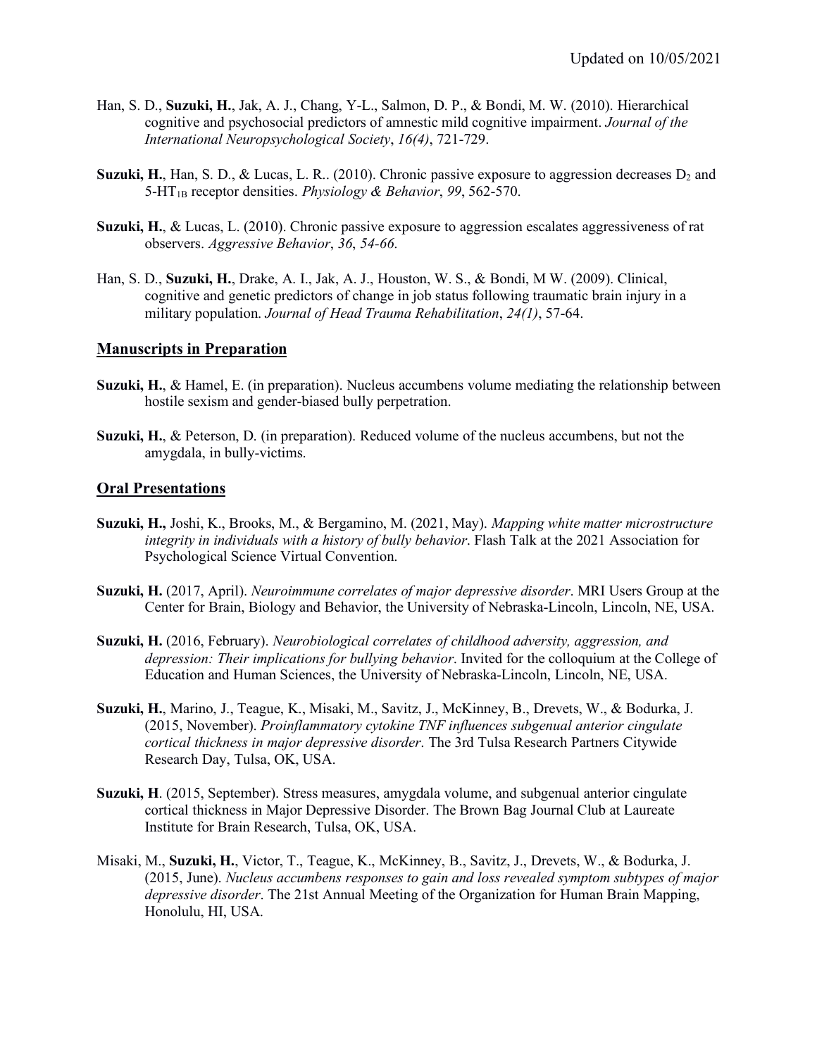Han, S. D., **Suzuki, H.**, Jak, A. J., Chang, Y-L., Salmon, D. P., & Bondi, M. W. (2010). Hierarchical cognitive and psychosocial predictors of amnestic mild cognitive impairment. *Journal of the International Neuropsychological Society*, *16(4)*, 721-729.

**Suzuki, H.**, Han, S. D., & Lucas, L. R.. (2010). Chronic passive exposure to aggression decreases $D_2$ and 5-$HT_{1B}$ receptor densities. *Physiology & Behavior*, *99*, 562-570.

**Suzuki, H.**, & Lucas, L. (2010). Chronic passive exposure to aggression escalates aggressiveness of rat observers. *Aggressive Behavior*, *36*, *54-66*.

Han, S. D., **Suzuki, H.**, Drake, A. I., Jak, A. J., Houston, W. S., & Bondi, M W. (2009). Clinical, cognitive and genetic predictors of change in job status following traumatic brain injury in a military population. *Journal of Head Trauma Rehabilitation*, *24(1)*, 57-64.

## Manuscripts in Preparation

**Suzuki, H.**, & Hamel, E. (in preparation). Nucleus accumbens volume mediating the relationship between hostile sexism and gender-biased bully perpetration.

**Suzuki, H.**, & Peterson, D. (in preparation). Reduced volume of the nucleus accumbens, but not the amygdala, in bully-victims.

## Oral Presentations

**Suzuki, H.,** Joshi, K., Brooks, M., & Bergamino, M. (2021, May). *Mapping white matter microstructure integrity in individuals with a history of bully behavior*. Flash Talk at the 2021 Association for Psychological Science Virtual Convention.

**Suzuki, H.** (2017, April). *Neuroimmune correlates of major depressive disorder*. MRI Users Group at the Center for Brain, Biology and Behavior, the University of Nebraska-Lincoln, Lincoln, NE, USA.

**Suzuki, H.** (2016, February). *Neurobiological correlates of childhood adversity, aggression, and depression: Their implications for bullying behavior*. Invited for the colloquium at the College of Education and Human Sciences, the University of Nebraska-Lincoln, Lincoln, NE, USA.

**Suzuki, H.**, Marino, J., Teague, K., Misaki, M., Savitz, J., McKinney, B., Drevets, W., & Bodurka, J. (2015, November). *Proinflammatory cytokine TNF influences subgenual anterior cingulate cortical thickness in major depressive disorder*. The 3rd Tulsa Research Partners Citywide Research Day, Tulsa, OK, USA.

**Suzuki, H**. (2015, September). Stress measures, amygdala volume, and subgenual anterior cingulate cortical thickness in Major Depressive Disorder. The Brown Bag Journal Club at Laureate Institute for Brain Research, Tulsa, OK, USA.

Misaki, M., **Suzuki, H.**, Victor, T., Teague, K., McKinney, B., Savitz, J., Drevets, W., & Bodurka, J. (2015, June). *Nucleus accumbens responses to gain and loss revealed symptom subtypes of major depressive disorder*. The 21st Annual Meeting of the Organization for Human Brain Mapping, Honolulu, HI, USA.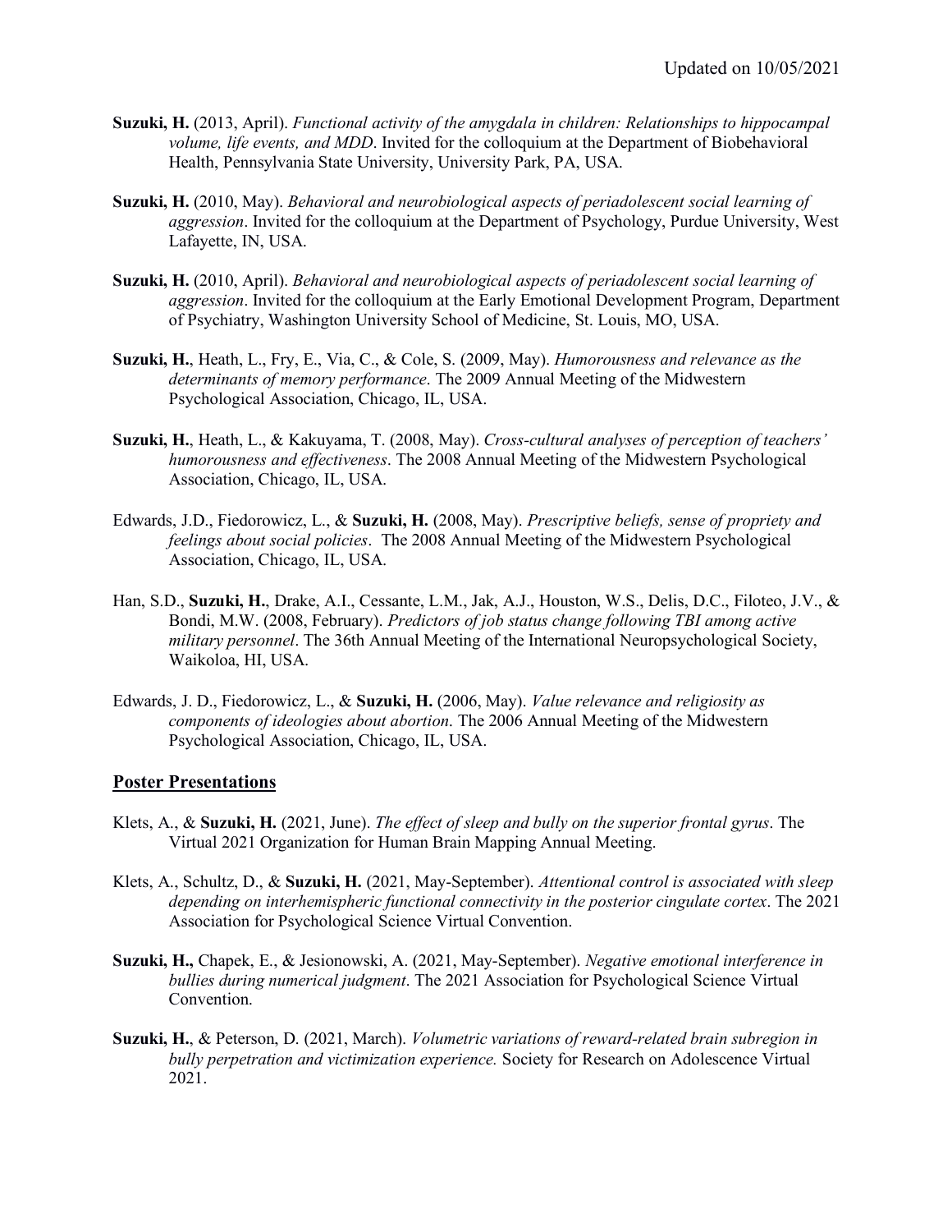**Suzuki, H.** (2013, April). *Functional activity of the amygdala in children: Relationships to hippocampal volume, life events, and MDD*. Invited for the colloquium at the Department of Biobehavioral Health, Pennsylvania State University, University Park, PA, USA.

**Suzuki, H.** (2010, May). *Behavioral and neurobiological aspects of periadolescent social learning of aggression*. Invited for the colloquium at the Department of Psychology, Purdue University, West Lafayette, IN, USA.

**Suzuki, H.** (2010, April). *Behavioral and neurobiological aspects of periadolescent social learning of aggression*. Invited for the colloquium at the Early Emotional Development Program, Department of Psychiatry, Washington University School of Medicine, St. Louis, MO, USA.

**Suzuki, H.**, Heath, L., Fry, E., Via, C., & Cole, S. (2009, May). *Humorousness and relevance as the determinants of memory performance*. The 2009 Annual Meeting of the Midwestern Psychological Association, Chicago, IL, USA.

**Suzuki, H.**, Heath, L., & Kakuyama, T. (2008, May). *Cross-cultural analyses of perception of teachers' humorousness and effectiveness*. The 2008 Annual Meeting of the Midwestern Psychological Association, Chicago, IL, USA.

Edwards, J.D., Fiedorowicz, L., & **Suzuki, H.** (2008, May). *Prescriptive beliefs, sense of propriety and feelings about social policies*. The 2008 Annual Meeting of the Midwestern Psychological Association, Chicago, IL, USA.

Han, S.D., **Suzuki, H.**, Drake, A.I., Cessante, L.M., Jak, A.J., Houston, W.S., Delis, D.C., Filoteo, J.V., & Bondi, M.W. (2008, February). *Predictors of job status change following TBI among active military personnel*. The 36th Annual Meeting of the International Neuropsychological Society, Waikoloa, HI, USA.

Edwards, J. D., Fiedorowicz, L., & **Suzuki, H.** (2006, May). *Value relevance and religiosity as components of ideologies about abortion*. The 2006 Annual Meeting of the Midwestern Psychological Association, Chicago, IL, USA.

## Poster Presentations

Klets, A., & **Suzuki, H.** (2021, June). *The effect of sleep and bully on the superior frontal gyrus*. The Virtual 2021 Organization for Human Brain Mapping Annual Meeting.

Klets, A., Schultz, D., & **Suzuki, H.** (2021, May-September). *Attentional control is associated with sleep depending on interhemispheric functional connectivity in the posterior cingulate cortex*. The 2021 Association for Psychological Science Virtual Convention.

**Suzuki, H.**, Chapek, E., & Jesionowski, A. (2021, May-September). *Negative emotional interference in bullies during numerical judgment*. The 2021 Association for Psychological Science Virtual Convention.

**Suzuki, H.**, & Peterson, D. (2021, March). *Volumetric variations of reward-related brain subregion in bully perpetration and victimization experience.* Society for Research on Adolescence Virtual 2021.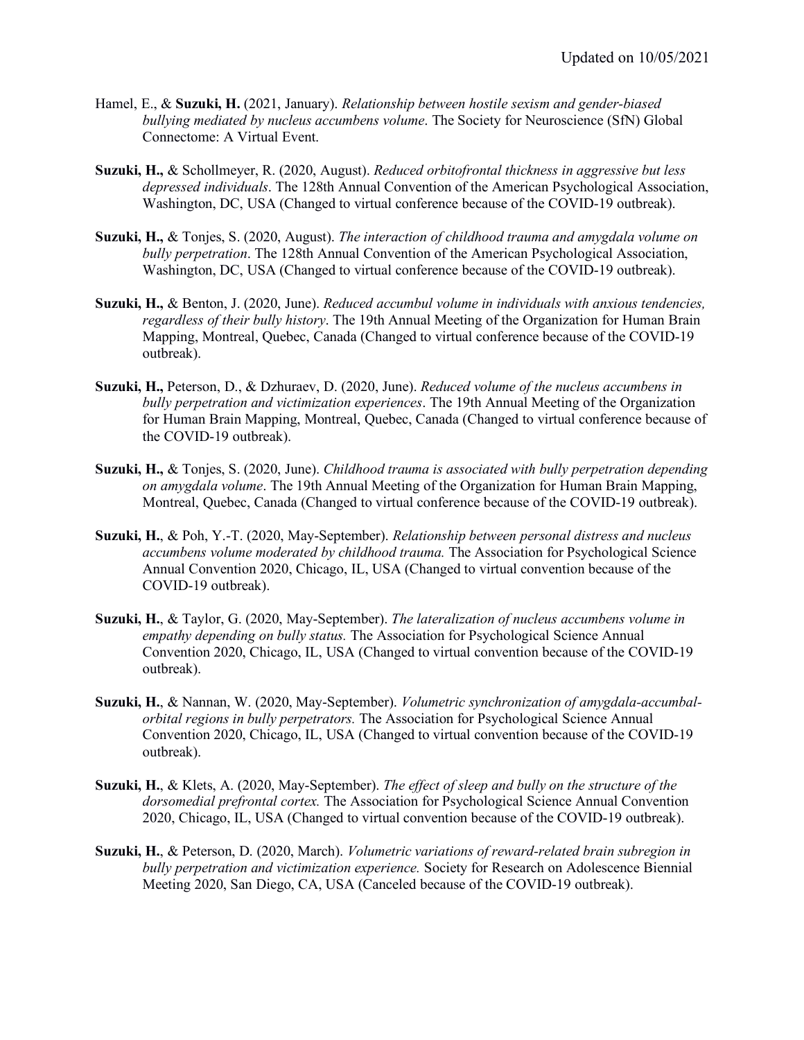Hamel, E., & **Suzuki, H.** (2021, January). *Relationship between hostile sexism and gender-biased bullying mediated by nucleus accumbens volume*. The Society for Neuroscience (SfN) Global Connectome: A Virtual Event.

**Suzuki, H.,** & Schollmeyer, R. (2020, August). *Reduced orbitofrontal thickness in aggressive but less depressed individuals*. The 128th Annual Convention of the American Psychological Association, Washington, DC, USA (Changed to virtual conference because of the COVID-19 outbreak).

**Suzuki, H.,** & Tonjes, S. (2020, August). *The interaction of childhood trauma and amygdala volume on bully perpetration*. The 128th Annual Convention of the American Psychological Association, Washington, DC, USA (Changed to virtual conference because of the COVID-19 outbreak).

**Suzuki, H.,** & Benton, J. (2020, June). *Reduced accumbul volume in individuals with anxious tendencies, regardless of their bully history*. The 19th Annual Meeting of the Organization for Human Brain Mapping, Montreal, Quebec, Canada (Changed to virtual conference because of the COVID-19 outbreak).

**Suzuki, H.,** Peterson, D., & Dzhuraev, D. (2020, June). *Reduced volume of the nucleus accumbens in bully perpetration and victimization experiences*. The 19th Annual Meeting of the Organization for Human Brain Mapping, Montreal, Quebec, Canada (Changed to virtual conference because of the COVID-19 outbreak).

**Suzuki, H.,** & Tonjes, S. (2020, June). *Childhood trauma is associated with bully perpetration depending on amygdala volume*. The 19th Annual Meeting of the Organization for Human Brain Mapping, Montreal, Quebec, Canada (Changed to virtual conference because of the COVID-19 outbreak).

**Suzuki, H.**, & Poh, Y.-T. (2020, May-September). *Relationship between personal distress and nucleus accumbens volume moderated by childhood trauma.* The Association for Psychological Science Annual Convention 2020, Chicago, IL, USA (Changed to virtual convention because of the COVID-19 outbreak).

**Suzuki, H.**, & Taylor, G. (2020, May-September). *The lateralization of nucleus accumbens volume in empathy depending on bully status.* The Association for Psychological Science Annual Convention 2020, Chicago, IL, USA (Changed to virtual convention because of the COVID-19 outbreak).

**Suzuki, H.**, & Nannan, W. (2020, May-September). *Volumetric synchronization of amygdala-accumbal-orbital regions in bully perpetrators.* The Association for Psychological Science Annual Convention 2020, Chicago, IL, USA (Changed to virtual convention because of the COVID-19 outbreak).

**Suzuki, H.**, & Klets, A. (2020, May-September). *The effect of sleep and bully on the structure of the dorsomedial prefrontal cortex.* The Association for Psychological Science Annual Convention 2020, Chicago, IL, USA (Changed to virtual convention because of the COVID-19 outbreak).

**Suzuki, H.**, & Peterson, D. (2020, March). *Volumetric variations of reward-related brain subregion in bully perpetration and victimization experience.* Society for Research on Adolescence Biennial Meeting 2020, San Diego, CA, USA (Canceled because of the COVID-19 outbreak).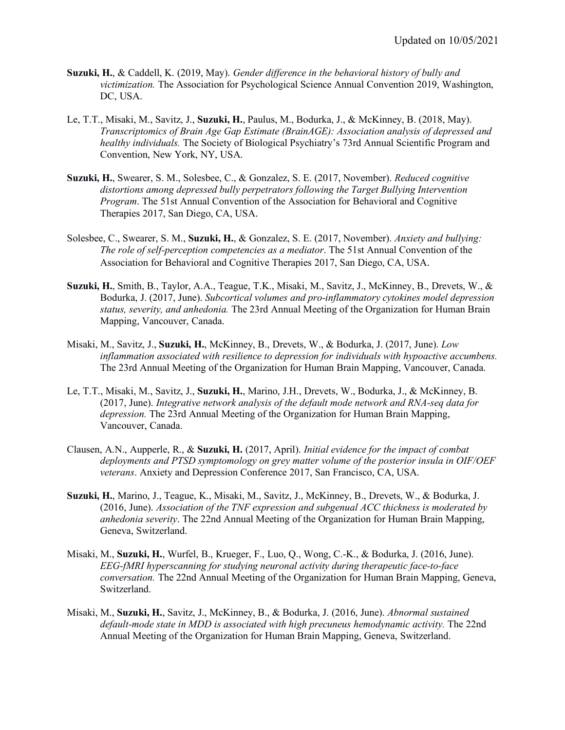**Suzuki, H.**, & Caddell, K. (2019, May). *Gender difference in the behavioral history of bully and victimization.* The Association for Psychological Science Annual Convention 2019, Washington, DC, USA.

Le, T.T., Misaki, M., Savitz, J., **Suzuki, H.**, Paulus, M., Bodurka, J., & McKinney, B. (2018, May). *Transcriptomics of Brain Age Gap Estimate (BrainAGE): Association analysis of depressed and healthy individuals.* The Society of Biological Psychiatry's 73rd Annual Scientific Program and Convention, New York, NY, USA.

**Suzuki, H.**, Swearer, S. M., Solesbee, C., & Gonzalez, S. E. (2017, November). *Reduced cognitive distortions among depressed bully perpetrators following the Target Bullying Intervention Program*. The 51st Annual Convention of the Association for Behavioral and Cognitive Therapies 2017, San Diego, CA, USA.

Solesbee, C., Swearer, S. M., **Suzuki, H.**, & Gonzalez, S. E. (2017, November). *Anxiety and bullying: The role of self-perception competencies as a mediator*. The 51st Annual Convention of the Association for Behavioral and Cognitive Therapies 2017, San Diego, CA, USA.

**Suzuki, H.**, Smith, B., Taylor, A.A., Teague, T.K., Misaki, M., Savitz, J., McKinney, B., Drevets, W., & Bodurka, J. (2017, June). *Subcortical volumes and pro-inflammatory cytokines model depression status, severity, and anhedonia.* The 23rd Annual Meeting of the Organization for Human Brain Mapping, Vancouver, Canada.

Misaki, M., Savitz, J., **Suzuki, H.**, McKinney, B., Drevets, W., & Bodurka, J. (2017, June). *Low inflammation associated with resilience to depression for individuals with hypoactive accumbens.* The 23rd Annual Meeting of the Organization for Human Brain Mapping, Vancouver, Canada.

Le, T.T., Misaki, M., Savitz, J., **Suzuki, H.**, Marino, J.H., Drevets, W., Bodurka, J., & McKinney, B. (2017, June). *Integrative network analysis of the default mode network and RNA-seq data for depression.* The 23rd Annual Meeting of the Organization for Human Brain Mapping, Vancouver, Canada.

Clausen, A.N., Aupperle, R., & **Suzuki, H.** (2017, April). *Initial evidence for the impact of combat deployments and PTSD symptomology on grey matter volume of the posterior insula in OIF/OEF veterans*. Anxiety and Depression Conference 2017, San Francisco, CA, USA.

**Suzuki, H.**, Marino, J., Teague, K., Misaki, M., Savitz, J., McKinney, B., Drevets, W., & Bodurka, J. (2016, June). *Association of the TNF expression and subgenual ACC thickness is moderated by anhedonia severity*. The 22nd Annual Meeting of the Organization for Human Brain Mapping, Geneva, Switzerland.

Misaki, M., **Suzuki, H.**, Wurfel, B., Krueger, F., Luo, Q., Wong, C.-K., & Bodurka, J. (2016, June). *EEG-fMRI hyperscanning for studying neuronal activity during therapeutic face-to-face conversation.* The 22nd Annual Meeting of the Organization for Human Brain Mapping, Geneva, Switzerland.

Misaki, M., **Suzuki, H.**, Savitz, J., McKinney, B., & Bodurka, J. (2016, June). *Abnormal sustained default-mode state in MDD is associated with high precuneus hemodynamic activity.* The 22nd Annual Meeting of the Organization for Human Brain Mapping, Geneva, Switzerland.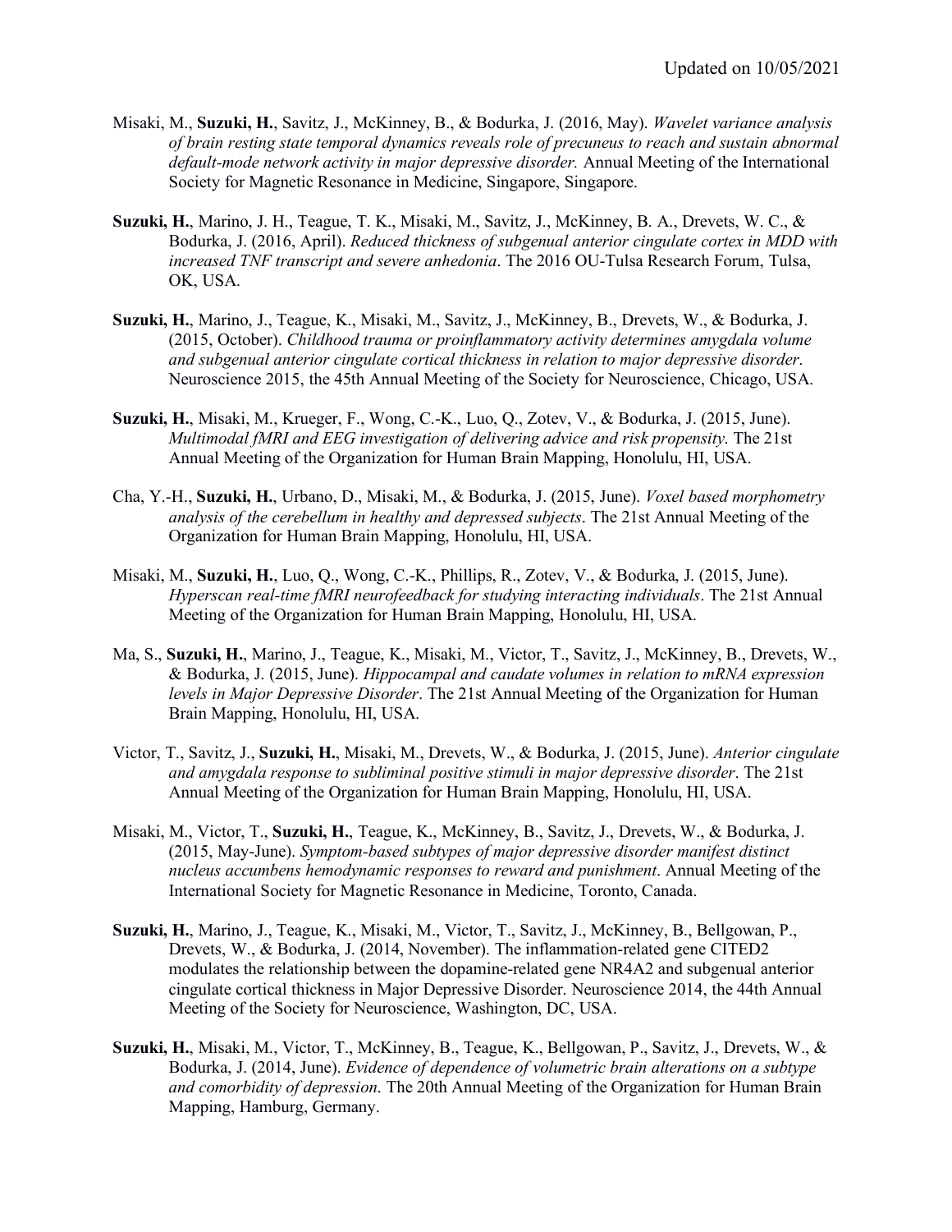Misaki, M., **Suzuki, H.**, Savitz, J., McKinney, B., & Bodurka, J. (2016, May). *Wavelet variance analysis of brain resting state temporal dynamics reveals role of precuneus to reach and sustain abnormal default-mode network activity in major depressive disorder.* Annual Meeting of the International Society for Magnetic Resonance in Medicine, Singapore, Singapore.

**Suzuki, H.**, Marino, J. H., Teague, T. K., Misaki, M., Savitz, J., McKinney, B. A., Drevets, W. C., & Bodurka, J. (2016, April). *Reduced thickness of subgenual anterior cingulate cortex in MDD with increased TNF transcript and severe anhedonia*. The 2016 OU-Tulsa Research Forum, Tulsa, OK, USA.

**Suzuki, H.**, Marino, J., Teague, K., Misaki, M., Savitz, J., McKinney, B., Drevets, W., & Bodurka, J. (2015, October). *Childhood trauma or proinflammatory activity determines amygdala volume and subgenual anterior cingulate cortical thickness in relation to major depressive disorder*. Neuroscience 2015, the 45th Annual Meeting of the Society for Neuroscience, Chicago, USA.

**Suzuki, H.**, Misaki, M., Krueger, F., Wong, C.-K., Luo, Q., Zotev, V., & Bodurka, J. (2015, June). *Multimodal fMRI and EEG investigation of delivering advice and risk propensity*. The 21st Annual Meeting of the Organization for Human Brain Mapping, Honolulu, HI, USA.

Cha, Y.-H., **Suzuki, H.**, Urbano, D., Misaki, M., & Bodurka, J. (2015, June). *Voxel based morphometry analysis of the cerebellum in healthy and depressed subjects*. The 21st Annual Meeting of the Organization for Human Brain Mapping, Honolulu, HI, USA.

Misaki, M., **Suzuki, H.**, Luo, Q., Wong, C.-K., Phillips, R., Zotev, V., & Bodurka, J. (2015, June). *Hyperscan real-time fMRI neurofeedback for studying interacting individuals*. The 21st Annual Meeting of the Organization for Human Brain Mapping, Honolulu, HI, USA.

Ma, S., **Suzuki, H.**, Marino, J., Teague, K., Misaki, M., Victor, T., Savitz, J., McKinney, B., Drevets, W., & Bodurka, J. (2015, June). *Hippocampal and caudate volumes in relation to mRNA expression levels in Major Depressive Disorder*. The 21st Annual Meeting of the Organization for Human Brain Mapping, Honolulu, HI, USA.

Victor, T., Savitz, J., **Suzuki, H.**, Misaki, M., Drevets, W., & Bodurka, J. (2015, June). *Anterior cingulate and amygdala response to subliminal positive stimuli in major depressive disorder*. The 21st Annual Meeting of the Organization for Human Brain Mapping, Honolulu, HI, USA.

Misaki, M., Victor, T., **Suzuki, H.**, Teague, K., McKinney, B., Savitz, J., Drevets, W., & Bodurka, J. (2015, May-June). *Symptom-based subtypes of major depressive disorder manifest distinct nucleus accumbens hemodynamic responses to reward and punishment*. Annual Meeting of the International Society for Magnetic Resonance in Medicine, Toronto, Canada.

**Suzuki, H.**, Marino, J., Teague, K., Misaki, M., Victor, T., Savitz, J., McKinney, B., Bellgowan, P., Drevets, W., & Bodurka, J. (2014, November). The inflammation-related gene CITED2 modulates the relationship between the dopamine-related gene NR4A2 and subgenual anterior cingulate cortical thickness in Major Depressive Disorder. Neuroscience 2014, the 44th Annual Meeting of the Society for Neuroscience, Washington, DC, USA.

**Suzuki, H.**, Misaki, M., Victor, T., McKinney, B., Teague, K., Bellgowan, P., Savitz, J., Drevets, W., & Bodurka, J. (2014, June). *Evidence of dependence of volumetric brain alterations on a subtype and comorbidity of depression*. The 20th Annual Meeting of the Organization for Human Brain Mapping, Hamburg, Germany.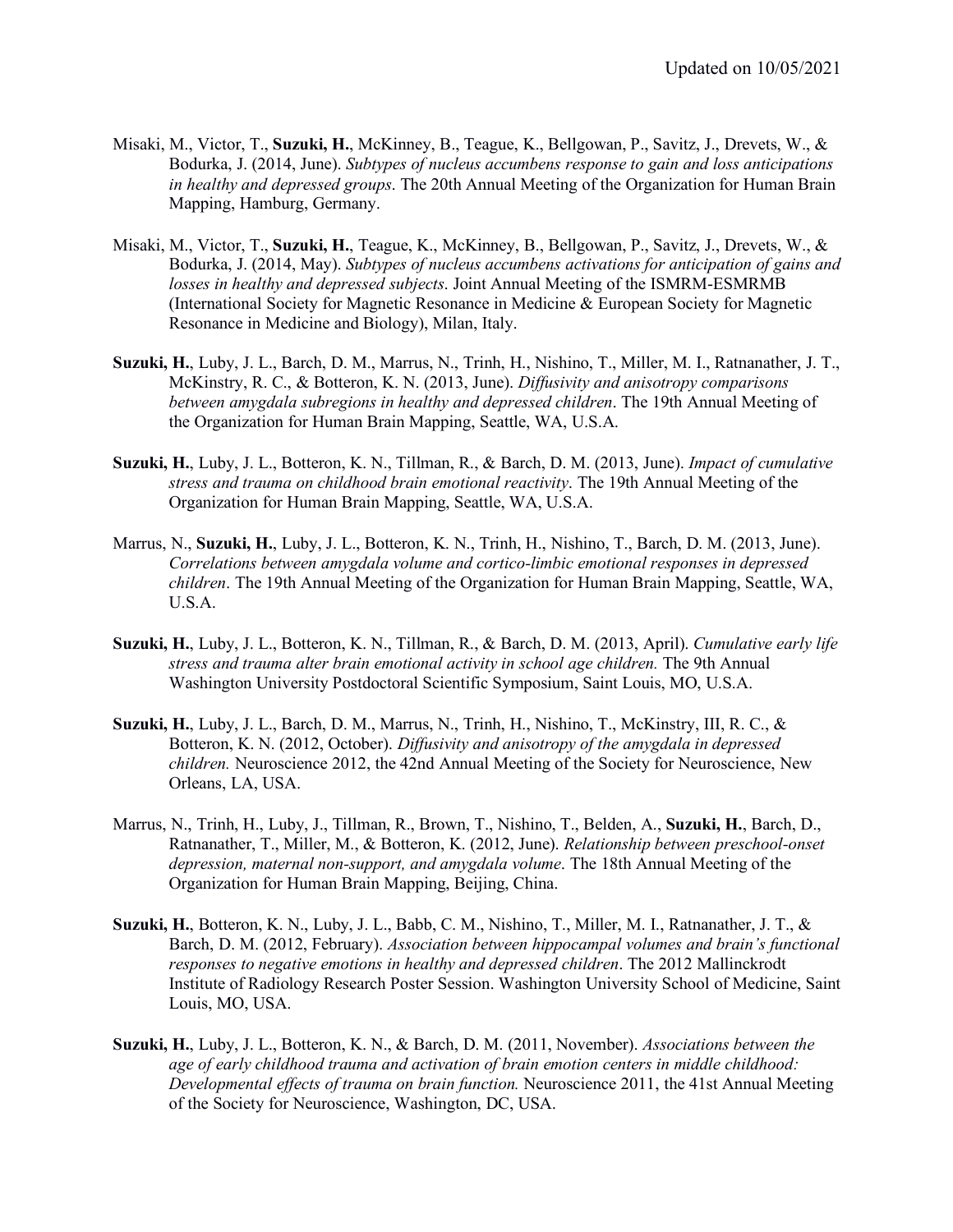Misaki, M., Victor, T., **Suzuki, H.**, McKinney, B., Teague, K., Bellgowan, P., Savitz, J., Drevets, W., & Bodurka, J. (2014, June). *Subtypes of nucleus accumbens response to gain and loss anticipations in healthy and depressed groups*. The 20th Annual Meeting of the Organization for Human Brain Mapping, Hamburg, Germany.

Misaki, M., Victor, T., **Suzuki, H.**, Teague, K., McKinney, B., Bellgowan, P., Savitz, J., Drevets, W., & Bodurka, J. (2014, May). *Subtypes of nucleus accumbens activations for anticipation of gains and losses in healthy and depressed subjects*. Joint Annual Meeting of the ISMRM-ESMRMB (International Society for Magnetic Resonance in Medicine & European Society for Magnetic Resonance in Medicine and Biology), Milan, Italy.

**Suzuki, H.**, Luby, J. L., Barch, D. M., Marrus, N., Trinh, H., Nishino, T., Miller, M. I., Ratnanather, J. T., McKinstry, R. C., & Botteron, K. N. (2013, June). *Diffusivity and anisotropy comparisons between amygdala subregions in healthy and depressed children*. The 19th Annual Meeting of the Organization for Human Brain Mapping, Seattle, WA, U.S.A.

**Suzuki, H.**, Luby, J. L., Botteron, K. N., Tillman, R., & Barch, D. M. (2013, June). *Impact of cumulative stress and trauma on childhood brain emotional reactivity*. The 19th Annual Meeting of the Organization for Human Brain Mapping, Seattle, WA, U.S.A.

Marrus, N., **Suzuki, H.**, Luby, J. L., Botteron, K. N., Trinh, H., Nishino, T., Barch, D. M. (2013, June). *Correlations between amygdala volume and cortico-limbic emotional responses in depressed children*. The 19th Annual Meeting of the Organization for Human Brain Mapping, Seattle, WA, U.S.A.

**Suzuki, H.**, Luby, J. L., Botteron, K. N., Tillman, R., & Barch, D. M. (2013, April). *Cumulative early life stress and trauma alter brain emotional activity in school age children.* The 9th Annual Washington University Postdoctoral Scientific Symposium, Saint Louis, MO, U.S.A.

**Suzuki, H.**, Luby, J. L., Barch, D. M., Marrus, N., Trinh, H., Nishino, T., McKinstry, III, R. C., & Botteron, K. N. (2012, October). *Diffusivity and anisotropy of the amygdala in depressed children.* Neuroscience 2012, the 42nd Annual Meeting of the Society for Neuroscience, New Orleans, LA, USA.

Marrus, N., Trinh, H., Luby, J., Tillman, R., Brown, T., Nishino, T., Belden, A., **Suzuki, H.**, Barch, D., Ratnanather, T., Miller, M., & Botteron, K. (2012, June). *Relationship between preschool-onset depression, maternal non-support, and amygdala volume*. The 18th Annual Meeting of the Organization for Human Brain Mapping, Beijing, China.

**Suzuki, H.**, Botteron, K. N., Luby, J. L., Babb, C. M., Nishino, T., Miller, M. I., Ratnanather, J. T., & Barch, D. M. (2012, February). *Association between hippocampal volumes and brain's functional responses to negative emotions in healthy and depressed children*. The 2012 Mallinckrodt Institute of Radiology Research Poster Session. Washington University School of Medicine, Saint Louis, MO, USA.

**Suzuki, H.**, Luby, J. L., Botteron, K. N., & Barch, D. M. (2011, November). *Associations between the age of early childhood trauma and activation of brain emotion centers in middle childhood: Developmental effects of trauma on brain function.* Neuroscience 2011, the 41st Annual Meeting of the Society for Neuroscience, Washington, DC, USA.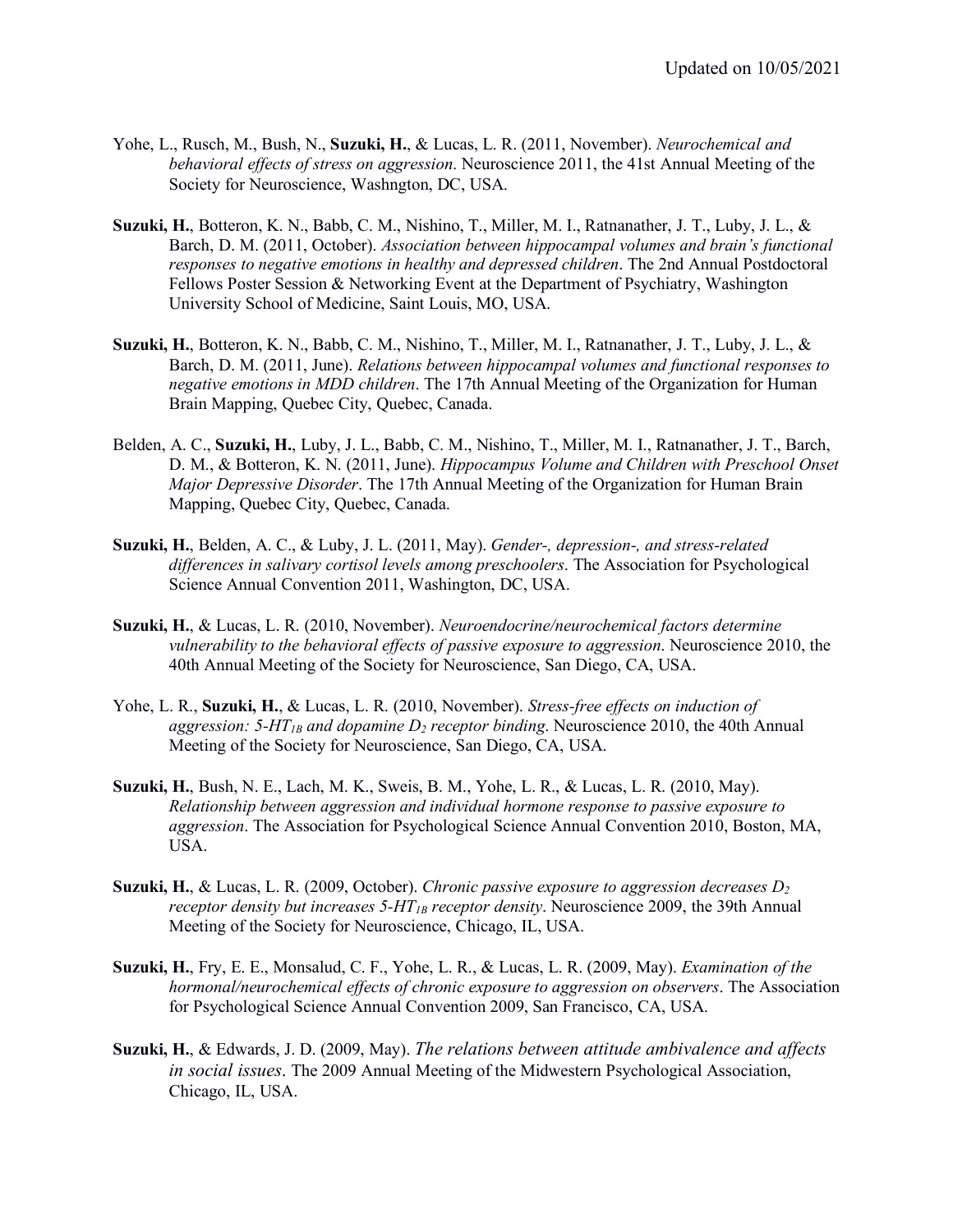Yohe, L., Rusch, M., Bush, N., **Suzuki, H.**, & Lucas, L. R. (2011, November). *Neurochemical and behavioral effects of stress on aggression*. Neuroscience 2011, the 41st Annual Meeting of the Society for Neuroscience, Washngton, DC, USA.

**Suzuki, H.**, Botteron, K. N., Babb, C. M., Nishino, T., Miller, M. I., Ratnanather, J. T., Luby, J. L., & Barch, D. M. (2011, October). *Association between hippocampal volumes and brain's functional responses to negative emotions in healthy and depressed children*. The 2nd Annual Postdoctoral Fellows Poster Session & Networking Event at the Department of Psychiatry, Washington University School of Medicine, Saint Louis, MO, USA.

**Suzuki, H.**, Botteron, K. N., Babb, C. M., Nishino, T., Miller, M. I., Ratnanather, J. T., Luby, J. L., & Barch, D. M. (2011, June). *Relations between hippocampal volumes and functional responses to negative emotions in MDD children*. The 17th Annual Meeting of the Organization for Human Brain Mapping, Quebec City, Quebec, Canada.

Belden, A. C., **Suzuki, H.**, Luby, J. L., Babb, C. M., Nishino, T., Miller, M. I., Ratnanather, J. T., Barch, D. M., & Botteron, K. N. (2011, June). *Hippocampus Volume and Children with Preschool Onset Major Depressive Disorder*. The 17th Annual Meeting of the Organization for Human Brain Mapping, Quebec City, Quebec, Canada.

**Suzuki, H.**, Belden, A. C., & Luby, J. L. (2011, May). *Gender-, depression-, and stress-related differences in salivary cortisol levels among preschoolers*. The Association for Psychological Science Annual Convention 2011, Washington, DC, USA.

**Suzuki, H.**, & Lucas, L. R. (2010, November). *Neuroendocrine/neurochemical factors determine vulnerability to the behavioral effects of passive exposure to aggression*. Neuroscience 2010, the 40th Annual Meeting of the Society for Neuroscience, San Diego, CA, USA.

Yohe, L. R., **Suzuki, H.**, & Lucas, L. R. (2010, November). *Stress-free effects on induction of aggression: 5-HT$_{1B}$ and dopamine D$_2$ receptor binding*. Neuroscience 2010, the 40th Annual Meeting of the Society for Neuroscience, San Diego, CA, USA.

**Suzuki, H.**, Bush, N. E., Lach, M. K., Sweis, B. M., Yohe, L. R., & Lucas, L. R. (2010, May). *Relationship between aggression and individual hormone response to passive exposure to aggression*. The Association for Psychological Science Annual Convention 2010, Boston, MA, USA.

**Suzuki, H.**, & Lucas, L. R. (2009, October). *Chronic passive exposure to aggression decreases D$_2$ receptor density but increases 5-HT$_{1B}$ receptor density*. Neuroscience 2009, the 39th Annual Meeting of the Society for Neuroscience, Chicago, IL, USA.

**Suzuki, H.**, Fry, E. E., Monsalud, C. F., Yohe, L. R., & Lucas, L. R. (2009, May). *Examination of the hormonal/neurochemical effects of chronic exposure to aggression on observers*. The Association for Psychological Science Annual Convention 2009, San Francisco, CA, USA.

**Suzuki, H.**, & Edwards, J. D. (2009, May). *The relations between attitude ambivalence and affects in social issues*. The 2009 Annual Meeting of the Midwestern Psychological Association, Chicago, IL, USA.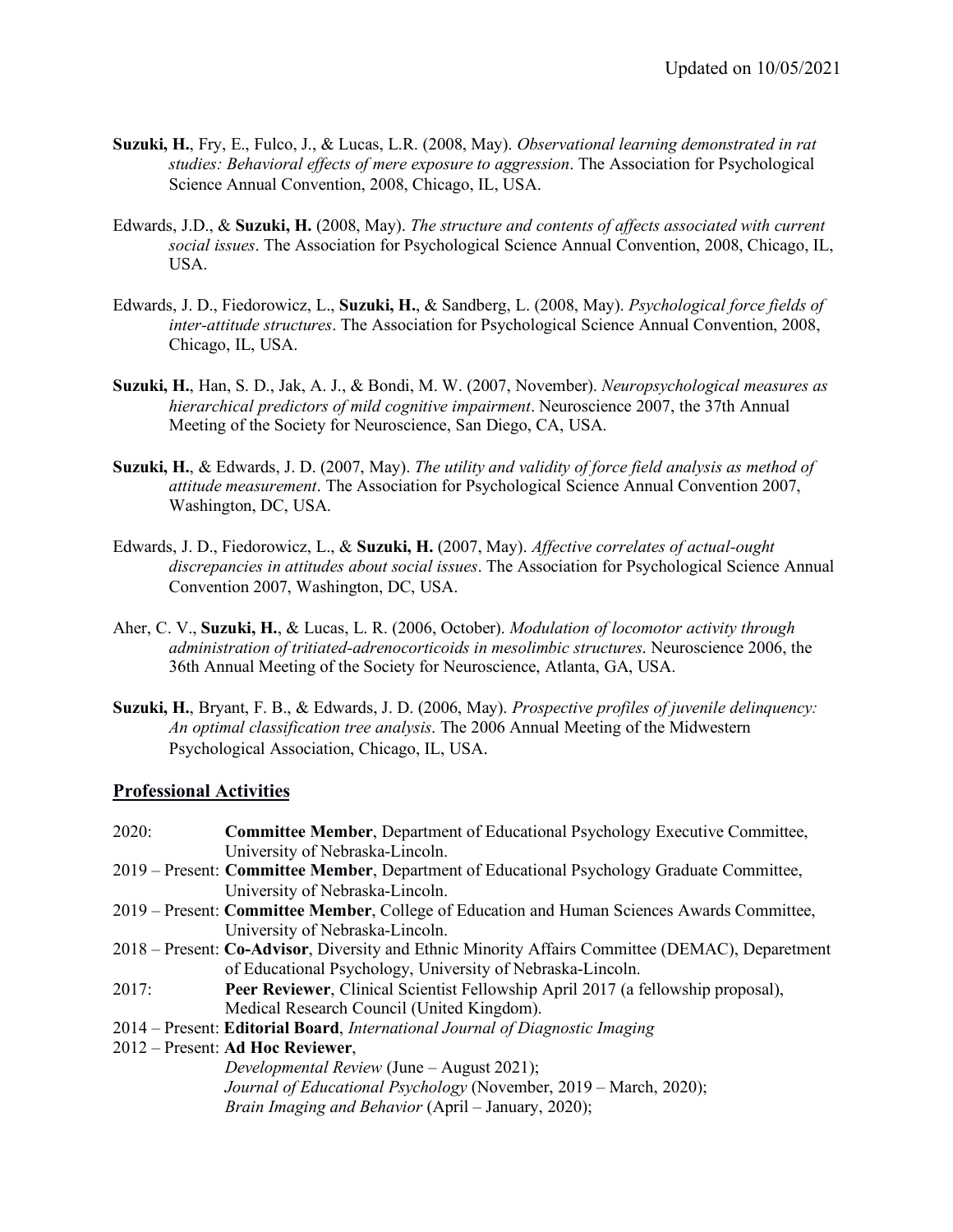**Suzuki, H.**, Fry, E., Fulco, J., & Lucas, L.R. (2008, May). *Observational learning demonstrated in rat studies: Behavioral effects of mere exposure to aggression*. The Association for Psychological Science Annual Convention, 2008, Chicago, IL, USA.

Edwards, J.D., & **Suzuki, H.** (2008, May). *The structure and contents of affects associated with current social issues*. The Association for Psychological Science Annual Convention, 2008, Chicago, IL, USA.

Edwards, J. D., Fiedorowicz, L., **Suzuki, H.**, & Sandberg, L. (2008, May). *Psychological force fields of inter-attitude structures*. The Association for Psychological Science Annual Convention, 2008, Chicago, IL, USA.

**Suzuki, H.**, Han, S. D., Jak, A. J., & Bondi, M. W. (2007, November). *Neuropsychological measures as hierarchical predictors of mild cognitive impairment*. Neuroscience 2007, the 37th Annual Meeting of the Society for Neuroscience, San Diego, CA, USA.

**Suzuki, H.**, & Edwards, J. D. (2007, May). *The utility and validity of force field analysis as method of attitude measurement*. The Association for Psychological Science Annual Convention 2007, Washington, DC, USA.

Edwards, J. D., Fiedorowicz, L., & **Suzuki, H.** (2007, May). *Affective correlates of actual-ought discrepancies in attitudes about social issues*. The Association for Psychological Science Annual Convention 2007, Washington, DC, USA.

Aher, C. V., **Suzuki, H.**, & Lucas, L. R. (2006, October). *Modulation of locomotor activity through administration of tritiated-adrenocorticoids in mesolimbic structures*. Neuroscience 2006, the 36th Annual Meeting of the Society for Neuroscience, Atlanta, GA, USA.

**Suzuki, H.**, Bryant, F. B., & Edwards, J. D. (2006, May). *Prospective profiles of juvenile delinquency: An optimal classification tree analysis*. The 2006 Annual Meeting of the Midwestern Psychological Association, Chicago, IL, USA.

## Professional Activities

2020: **Committee Member**, Department of Educational Psychology Executive Committee, University of Nebraska-Lincoln.

2019 – Present: **Committee Member**, Department of Educational Psychology Graduate Committee, University of Nebraska-Lincoln.

2019 – Present: **Committee Member**, College of Education and Human Sciences Awards Committee, University of Nebraska-Lincoln.

2018 – Present: **Co-Advisor**, Diversity and Ethnic Minority Affairs Committee (DEMAC), Deparetment of Educational Psychology, University of Nebraska-Lincoln.

2017: **Peer Reviewer**, Clinical Scientist Fellowship April 2017 (a fellowship proposal), Medical Research Council (United Kingdom).

2014 – Present: **Editorial Board**, *International Journal of Diagnostic Imaging*

2012 – Present: **Ad Hoc Reviewer**,
*Developmental Review* (June – August 2021);
*Journal of Educational Psychology* (November, 2019 – March, 2020);
*Brain Imaging and Behavior* (April – January, 2020);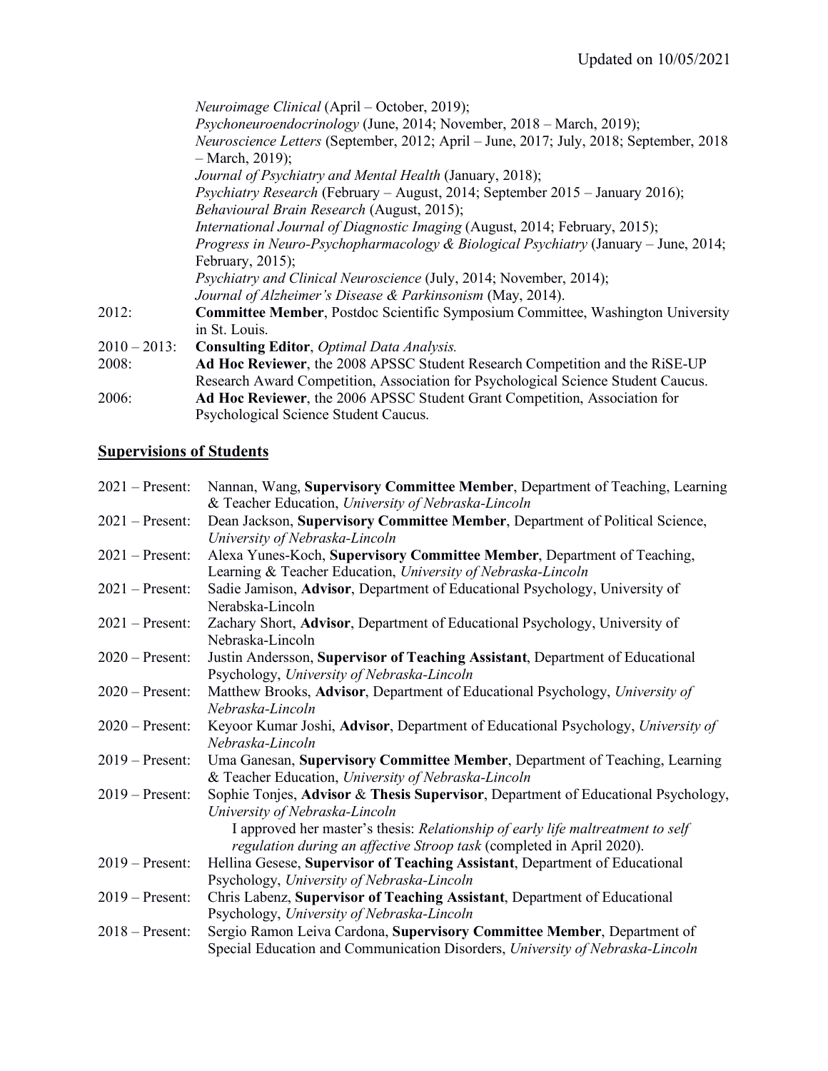*Neuroimage Clinical* (April – October, 2019);
*Psychoneuroendocrinology* (June, 2014; November, 2018 – March, 2019);
*Neuroscience Letters* (September, 2012; April – June, 2017; July, 2018; September, 2018 – March, 2019);
*Journal of Psychiatry and Mental Health* (January, 2018);
*Psychiatry Research* (February – August, 2014; September 2015 – January 2016);
*Behavioural Brain Research* (August, 2015);
*International Journal of Diagnostic Imaging* (August, 2014; February, 2015);
*Progress in Neuro-Psychopharmacology & Biological Psychiatry* (January – June, 2014; February, 2015);
*Psychiatry and Clinical Neuroscience* (July, 2014; November, 2014);
*Journal of Alzheimer's Disease & Parkinsonism* (May, 2014).

2012: **Committee Member**, Postdoc Scientific Symposium Committee, Washington University in St. Louis.

2010 – 2013: **Consulting Editor**, *Optimal Data Analysis.*

2008: **Ad Hoc Reviewer**, the 2008 APSSC Student Research Competition and the RiSE-UP Research Award Competition, Association for Psychological Science Student Caucus.

2006: **Ad Hoc Reviewer**, the 2006 APSSC Student Grant Competition, Association for Psychological Science Student Caucus.

## Supervisions of Students

2021 – Present: Nannan, Wang, **Supervisory Committee Member**, Department of Teaching, Learning & Teacher Education, *University of Nebraska-Lincoln*

2021 – Present: Dean Jackson, **Supervisory Committee Member**, Department of Political Science, *University of Nebraska-Lincoln*

2021 – Present: Alexa Yunes-Koch, **Supervisory Committee Member**, Department of Teaching, Learning & Teacher Education, *University of Nebraska-Lincoln*

2021 – Present: Sadie Jamison, **Advisor**, Department of Educational Psychology, University of Nerabska-Lincoln

2021 – Present: Zachary Short, **Advisor**, Department of Educational Psychology, University of Nebraska-Lincoln

2020 – Present: Justin Andersson, **Supervisor of Teaching Assistant**, Department of Educational Psychology, *University of Nebraska-Lincoln*

2020 – Present: Matthew Brooks, **Advisor**, Department of Educational Psychology, *University of Nebraska-Lincoln*

2020 – Present: Keyoor Kumar Joshi, **Advisor**, Department of Educational Psychology, *University of Nebraska-Lincoln*

2019 – Present: Uma Ganesan, **Supervisory Committee Member**, Department of Teaching, Learning & Teacher Education, *University of Nebraska-Lincoln*

2019 – Present: Sophie Tonjes, **Advisor** & **Thesis Supervisor**, Department of Educational Psychology, *University of Nebraska-Lincoln*
I approved her master's thesis: *Relationship of early life maltreatment to self regulation during an affective Stroop task* (completed in April 2020).

2019 – Present: Hellina Gesese, **Supervisor of Teaching Assistant**, Department of Educational Psychology, *University of Nebraska-Lincoln*

2019 – Present: Chris Labenz, **Supervisor of Teaching Assistant**, Department of Educational Psychology, *University of Nebraska-Lincoln*

2018 – Present: Sergio Ramon Leiva Cardona, **Supervisory Committee Member**, Department of Special Education and Communication Disorders, *University of Nebraska-Lincoln*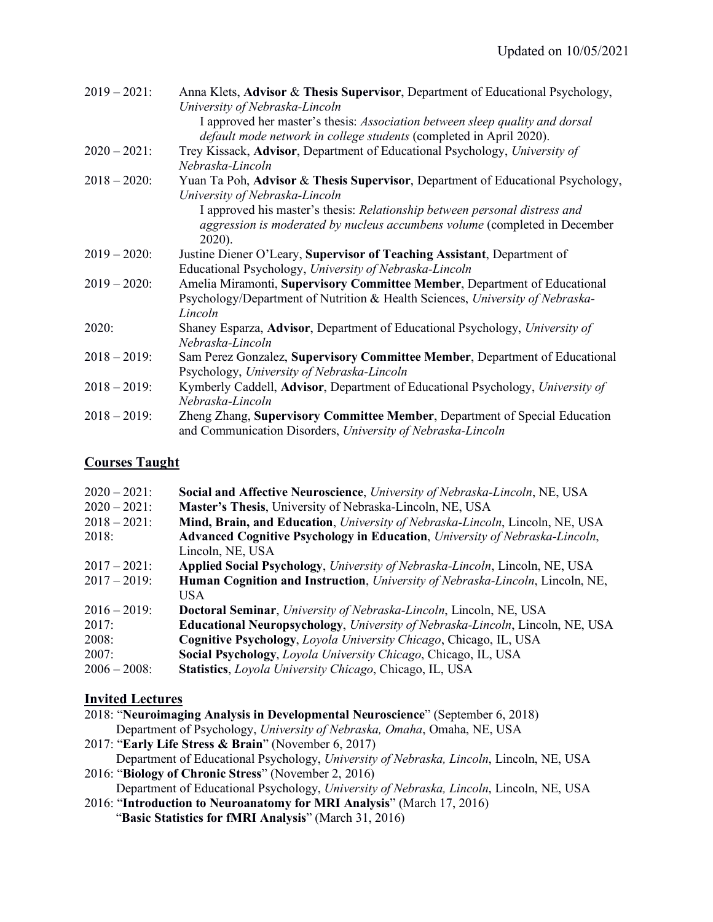2019 – 2021: Anna Klets, **Advisor** & **Thesis Supervisor**, Department of Educational Psychology, *University of Nebraska-Lincoln*
I approved her master's thesis: *Association between sleep quality and dorsal default mode network in college students* (completed in April 2020).

2020 – 2021: Trey Kissack, **Advisor**, Department of Educational Psychology, *University of Nebraska-Lincoln*

2018 – 2020: Yuan Ta Poh, **Advisor** & **Thesis Supervisor**, Department of Educational Psychology, *University of Nebraska-Lincoln*
I approved his master's thesis: *Relationship between personal distress and aggression is moderated by nucleus accumbens volume* (completed in December 2020).

2019 – 2020: Justine Diener O'Leary, **Supervisor of Teaching Assistant**, Department of Educational Psychology, *University of Nebraska-Lincoln*

2019 – 2020: Amelia Miramonti, **Supervisory Committee Member**, Department of Educational Psychology/Department of Nutrition & Health Sciences, *University of Nebraska-Lincoln*

2020: Shaney Esparza, **Advisor**, Department of Educational Psychology, *University of Nebraska-Lincoln*

2018 – 2019: Sam Perez Gonzalez, **Supervisory Committee Member**, Department of Educational Psychology, *University of Nebraska-Lincoln*

2018 – 2019: Kymberly Caddell, **Advisor**, Department of Educational Psychology, *University of Nebraska-Lincoln*

2018 – 2019: Zheng Zhang, **Supervisory Committee Member**, Department of Special Education and Communication Disorders, *University of Nebraska-Lincoln*

## Courses Taught

2020 – 2021: **Social and Affective Neuroscience**, *University of Nebraska-Lincoln*, NE, USA
2020 – 2021: **Master's Thesis**, University of Nebraska-Lincoln, NE, USA
2018 – 2021: **Mind, Brain, and Education**, *University of Nebraska-Lincoln*, Lincoln, NE, USA
2018: **Advanced Cognitive Psychology in Education**, *University of Nebraska-Lincoln*, Lincoln, NE, USA
2017 – 2021: **Applied Social Psychology**, *University of Nebraska-Lincoln*, Lincoln, NE, USA
2017 – 2019: **Human Cognition and Instruction**, *University of Nebraska-Lincoln*, Lincoln, NE, USA
2016 – 2019: **Doctoral Seminar**, *University of Nebraska-Lincoln*, Lincoln, NE, USA
2017: **Educational Neuropsychology**, *University of Nebraska-Lincoln*, Lincoln, NE, USA
2008: **Cognitive Psychology**, *Loyola University Chicago*, Chicago, IL, USA
2007: **Social Psychology**, *Loyola University Chicago*, Chicago, IL, USA
2006 – 2008: **Statistics**, *Loyola University Chicago*, Chicago, IL, USA

## Invited Lectures

2018: "**Neuroimaging Analysis in Developmental Neuroscience**" (September 6, 2018)
Department of Psychology, *University of Nebraska, Omaha*, Omaha, NE, USA

2017: "**Early Life Stress & Brain**" (November 6, 2017)
Department of Educational Psychology, *University of Nebraska, Lincoln*, Lincoln, NE, USA

2016: "**Biology of Chronic Stress**" (November 2, 2016)
Department of Educational Psychology, *University of Nebraska, Lincoln*, Lincoln, NE, USA

2016: "**Introduction to Neuroanatomy for MRI Analysis**" (March 17, 2016)
"**Basic Statistics for fMRI Analysis**" (March 31, 2016)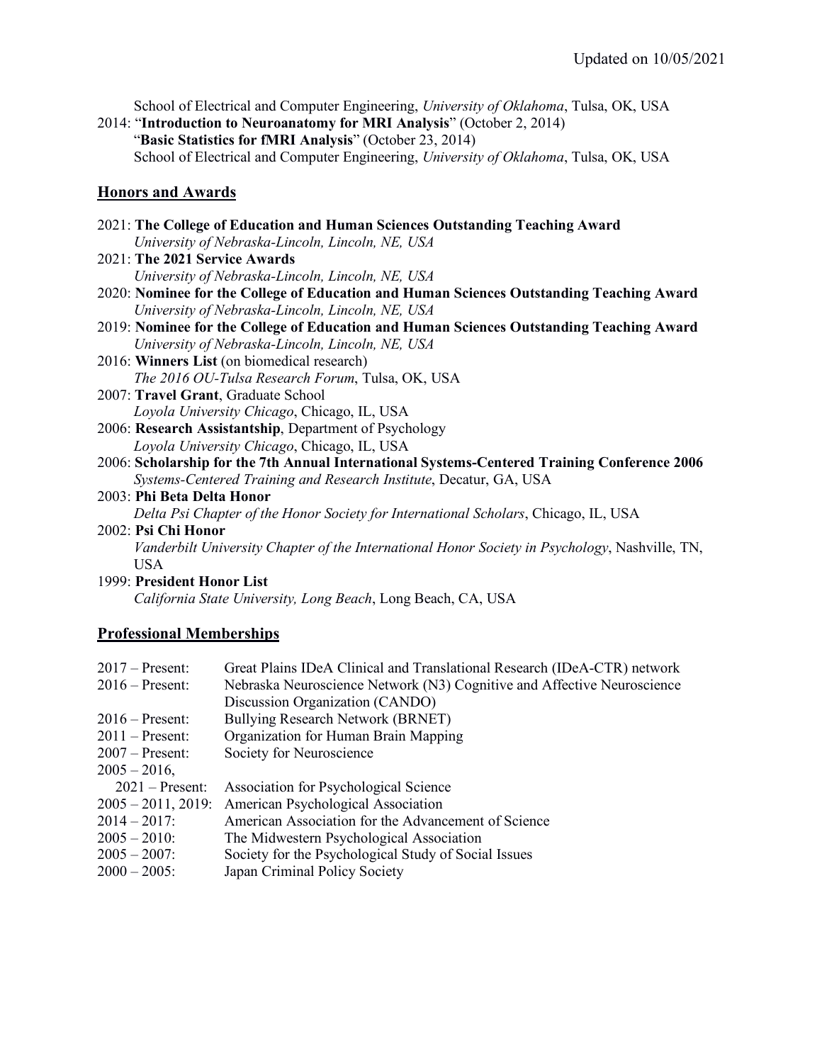School of Electrical and Computer Engineering, *University of Oklahoma*, Tulsa, OK, USA

2014: "**Introduction to Neuroanatomy for MRI Analysis**" (October 2, 2014)
"**Basic Statistics for fMRI Analysis**" (October 23, 2014)
School of Electrical and Computer Engineering, *University of Oklahoma*, Tulsa, OK, USA

## Honors and Awards

2021: **The College of Education and Human Sciences Outstanding Teaching Award**
*University of Nebraska-Lincoln, Lincoln, NE, USA*

2021: **The 2021 Service Awards**
*University of Nebraska-Lincoln, Lincoln, NE, USA*

2020: **Nominee for the College of Education and Human Sciences Outstanding Teaching Award**
*University of Nebraska-Lincoln, Lincoln, NE, USA*

2019: **Nominee for the College of Education and Human Sciences Outstanding Teaching Award**
*University of Nebraska-Lincoln, Lincoln, NE, USA*

2016: **Winners List** (on biomedical research)
*The 2016 OU-Tulsa Research Forum*, Tulsa, OK, USA

2007: **Travel Grant**, Graduate School
*Loyola University Chicago*, Chicago, IL, USA

2006: **Research Assistantship**, Department of Psychology
*Loyola University Chicago*, Chicago, IL, USA

2006: **Scholarship for the 7th Annual International Systems-Centered Training Conference 2006**
*Systems-Centered Training and Research Institute*, Decatur, GA, USA

2003: **Phi Beta Delta Honor**
*Delta Psi Chapter of the Honor Society for International Scholars*, Chicago, IL, USA

2002: **Psi Chi Honor**
*Vanderbilt University Chapter of the International Honor Society in Psychology*, Nashville, TN, USA

1999: **President Honor List**
*California State University, Long Beach*, Long Beach, CA, USA

## Professional Memberships

| | |
|---|---|
| 2017 – Present: | Great Plains IDeA Clinical and Translational Research (IDeA-CTR) network |
| 2016 – Present: | Nebraska Neuroscience Network (N3) Cognitive and Affective Neuroscience Discussion Organization (CANDO) |
| 2016 – Present: | Bullying Research Network (BRNET) |
| 2011 – Present: | Organization for Human Brain Mapping |
| 2007 – Present: | Society for Neuroscience |
| 2005 – 2016, 2021 – Present: | Association for Psychological Science |
| 2005 – 2011, 2019: | American Psychological Association |
| 2014 – 2017: | American Association for the Advancement of Science |
| 2005 – 2010: | The Midwestern Psychological Association |
| 2005 – 2007: | Society for the Psychological Study of Social Issues |
| 2000 – 2005: | Japan Criminal Policy Society |